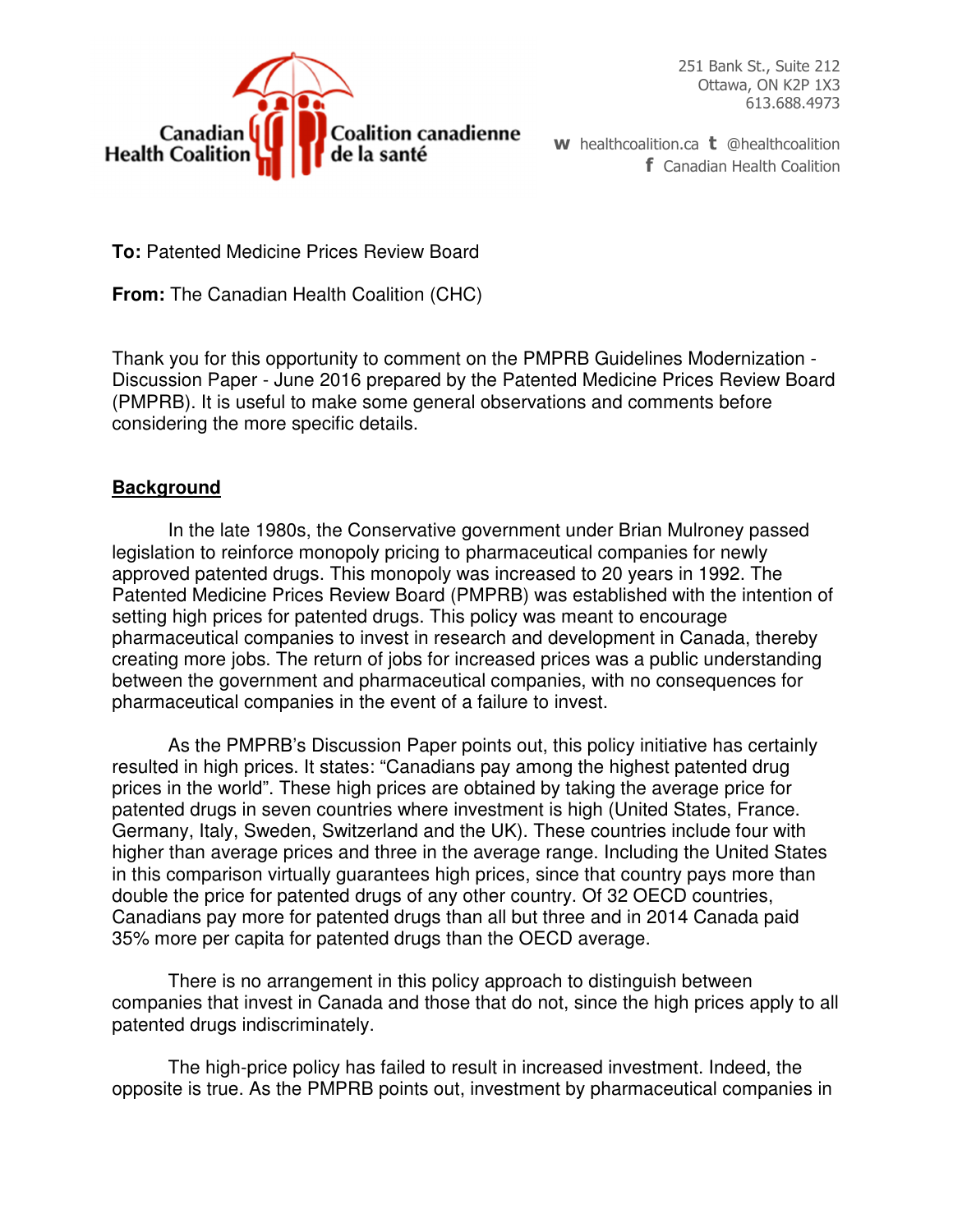Canadian Health Coalition | Coalition canadienne de la santé

251 Bank St., Suite 212
Ottawa, ON K2P 1X3
613.688.4973

w healthcoalition.ca t @healthcoalition
f Canadian Health Coalition

**To:** Patented Medicine Prices Review Board

**From:** The Canadian Health Coalition (CHC)

Thank you for this opportunity to comment on the PMPRB Guidelines Modernization - Discussion Paper - June 2016 prepared by the Patented Medicine Prices Review Board (PMPRB). It is useful to make some general observations and comments before considering the more specific details.

## Background

In the late 1980s, the Conservative government under Brian Mulroney passed legislation to reinforce monopoly pricing to pharmaceutical companies for newly approved patented drugs. This monopoly was increased to 20 years in 1992. The Patented Medicine Prices Review Board (PMPRB) was established with the intention of setting high prices for patented drugs. This policy was meant to encourage pharmaceutical companies to invest in research and development in Canada, thereby creating more jobs. The return of jobs for increased prices was a public understanding between the government and pharmaceutical companies, with no consequences for pharmaceutical companies in the event of a failure to invest.

As the PMPRB's Discussion Paper points out, this policy initiative has certainly resulted in high prices. It states: "Canadians pay among the highest patented drug prices in the world". These high prices are obtained by taking the average price for patented drugs in seven countries where investment is high (United States, France. Germany, Italy, Sweden, Switzerland and the UK). These countries include four with higher than average prices and three in the average range. Including the United States in this comparison virtually guarantees high prices, since that country pays more than double the price for patented drugs of any other country. Of 32 OECD countries, Canadians pay more for patented drugs than all but three and in 2014 Canada paid 35% more per capita for patented drugs than the OECD average.

There is no arrangement in this policy approach to distinguish between companies that invest in Canada and those that do not, since the high prices apply to all patented drugs indiscriminately.

The high-price policy has failed to result in increased investment. Indeed, the opposite is true. As the PMPRB points out, investment by pharmaceutical companies in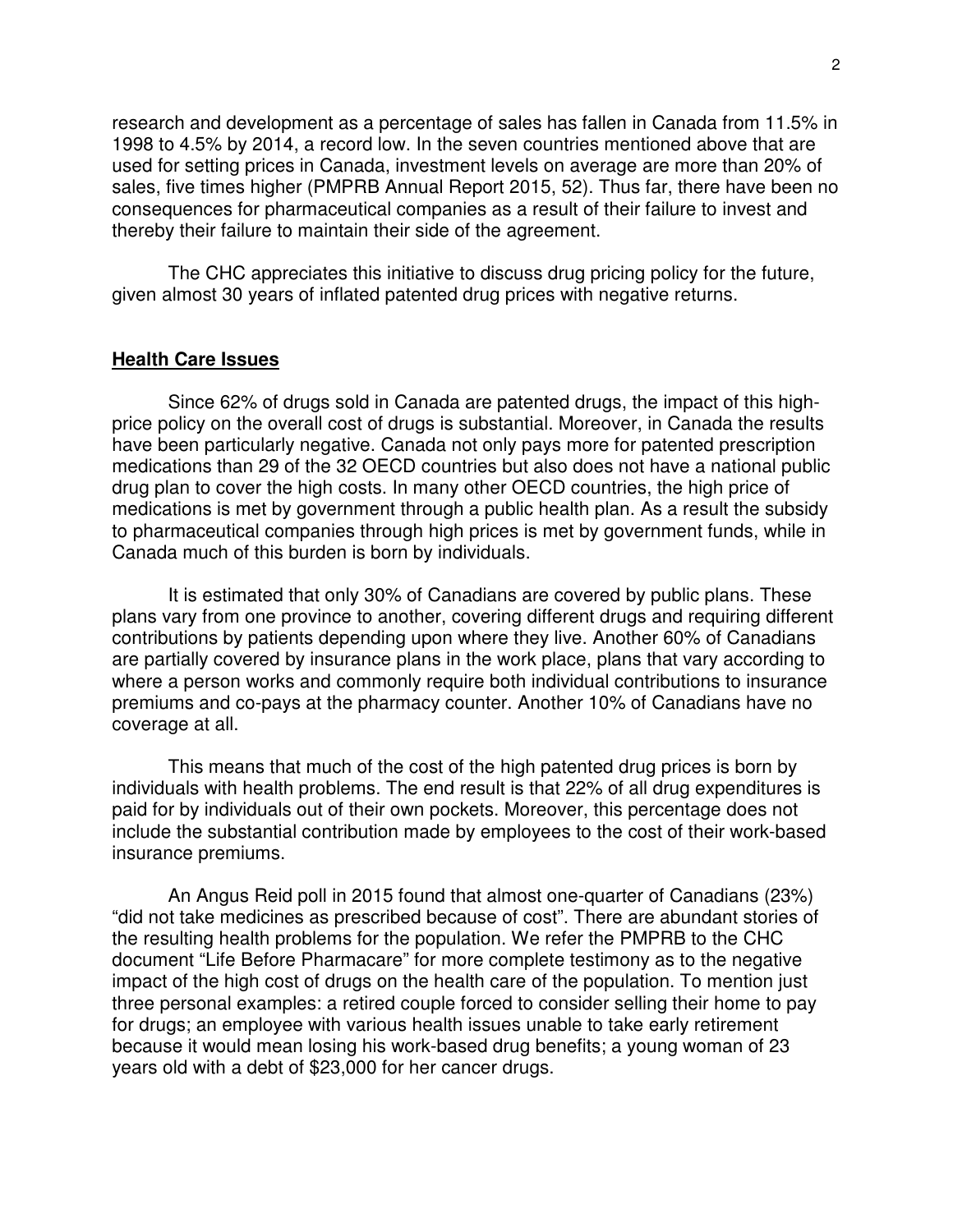research and development as a percentage of sales has fallen in Canada from 11.5% in 1998 to 4.5% by 2014, a record low. In the seven countries mentioned above that are used for setting prices in Canada, investment levels on average are more than 20% of sales, five times higher (PMPRB Annual Report 2015, 52). Thus far, there have been no consequences for pharmaceutical companies as a result of their failure to invest and thereby their failure to maintain their side of the agreement.

The CHC appreciates this initiative to discuss drug pricing policy for the future, given almost 30 years of inflated patented drug prices with negative returns.

## **Health Care Issues**

Since 62% of drugs sold in Canada are patented drugs, the impact of this high-price policy on the overall cost of drugs is substantial. Moreover, in Canada the results have been particularly negative. Canada not only pays more for patented prescription medications than 29 of the 32 OECD countries but also does not have a national public drug plan to cover the high costs. In many other OECD countries, the high price of medications is met by government through a public health plan. As a result the subsidy to pharmaceutical companies through high prices is met by government funds, while in Canada much of this burden is born by individuals.

It is estimated that only 30% of Canadians are covered by public plans. These plans vary from one province to another, covering different drugs and requiring different contributions by patients depending upon where they live. Another 60% of Canadians are partially covered by insurance plans in the work place, plans that vary according to where a person works and commonly require both individual contributions to insurance premiums and co-pays at the pharmacy counter. Another 10% of Canadians have no coverage at all.

This means that much of the cost of the high patented drug prices is born by individuals with health problems. The end result is that 22% of all drug expenditures is paid for by individuals out of their own pockets. Moreover, this percentage does not include the substantial contribution made by employees to the cost of their work-based insurance premiums.

An Angus Reid poll in 2015 found that almost one-quarter of Canadians (23%) "did not take medicines as prescribed because of cost". There are abundant stories of the resulting health problems for the population. We refer the PMPRB to the CHC document "Life Before Pharmacare" for more complete testimony as to the negative impact of the high cost of drugs on the health care of the population. To mention just three personal examples: a retired couple forced to consider selling their home to pay for drugs; an employee with various health issues unable to take early retirement because it would mean losing his work-based drug benefits; a young woman of 23 years old with a debt of $23,000 for her cancer drugs.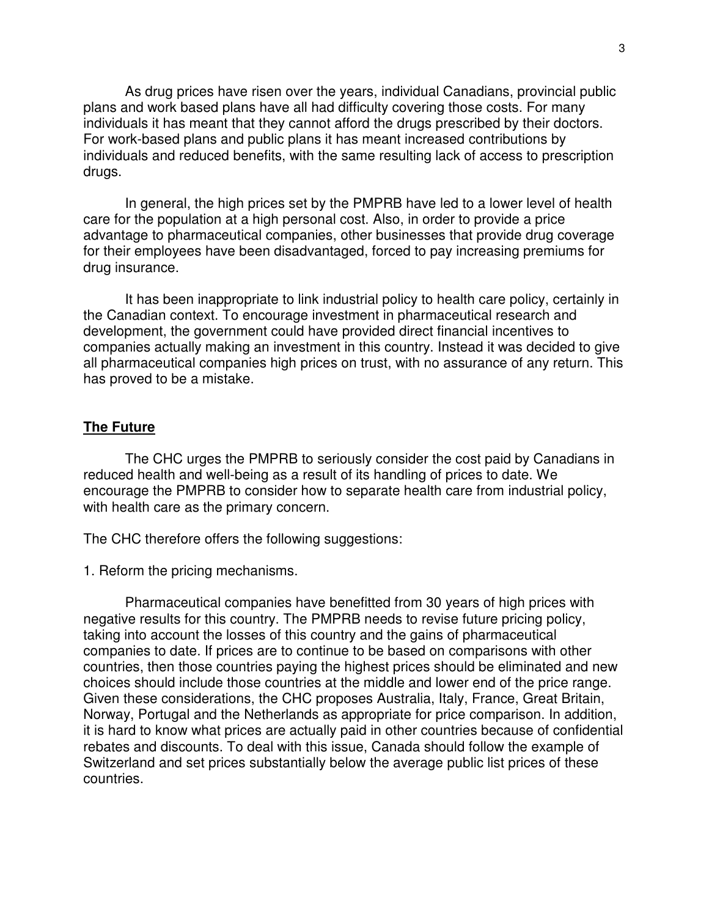As drug prices have risen over the years, individual Canadians, provincial public plans and work based plans have all had difficulty covering those costs. For many individuals it has meant that they cannot afford the drugs prescribed by their doctors. For work-based plans and public plans it has meant increased contributions by individuals and reduced benefits, with the same resulting lack of access to prescription drugs.

In general, the high prices set by the PMPRB have led to a lower level of health care for the population at a high personal cost. Also, in order to provide a price advantage to pharmaceutical companies, other businesses that provide drug coverage for their employees have been disadvantaged, forced to pay increasing premiums for drug insurance.

It has been inappropriate to link industrial policy to health care policy, certainly in the Canadian context. To encourage investment in pharmaceutical research and development, the government could have provided direct financial incentives to companies actually making an investment in this country. Instead it was decided to give all pharmaceutical companies high prices on trust, with no assurance of any return. This has proved to be a mistake.

## The Future

The CHC urges the PMPRB to seriously consider the cost paid by Canadians in reduced health and well-being as a result of its handling of prices to date. We encourage the PMPRB to consider how to separate health care from industrial policy, with health care as the primary concern.

The CHC therefore offers the following suggestions:

1. Reform the pricing mechanisms.

Pharmaceutical companies have benefitted from 30 years of high prices with negative results for this country. The PMPRB needs to revise future pricing policy, taking into account the losses of this country and the gains of pharmaceutical companies to date. If prices are to continue to be based on comparisons with other countries, then those countries paying the highest prices should be eliminated and new choices should include those countries at the middle and lower end of the price range. Given these considerations, the CHC proposes Australia, Italy, France, Great Britain, Norway, Portugal and the Netherlands as appropriate for price comparison. In addition, it is hard to know what prices are actually paid in other countries because of confidential rebates and discounts. To deal with this issue, Canada should follow the example of Switzerland and set prices substantially below the average public list prices of these countries.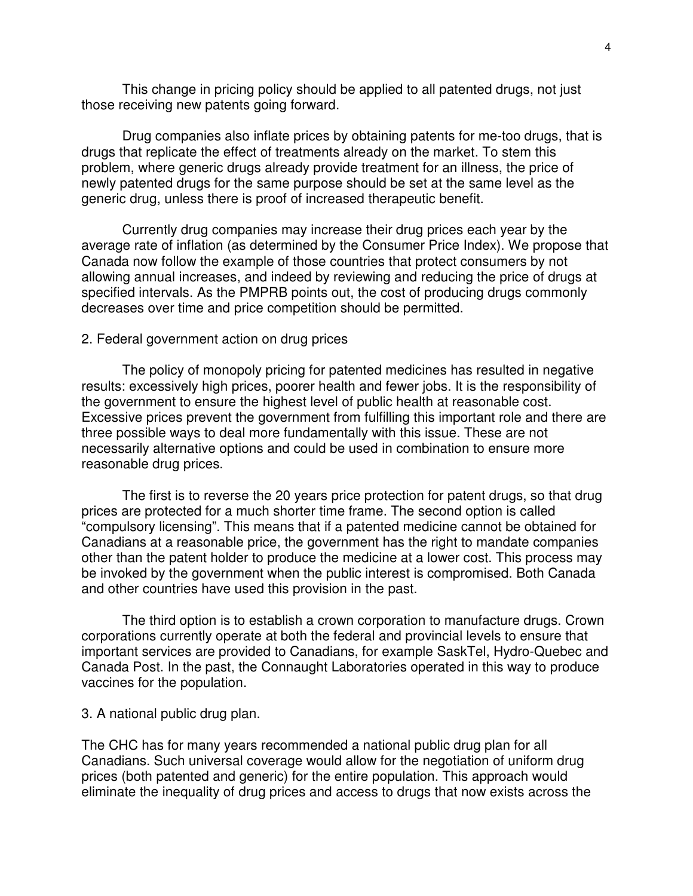This change in pricing policy should be applied to all patented drugs, not just those receiving new patents going forward.

Drug companies also inflate prices by obtaining patents for me-too drugs, that is drugs that replicate the effect of treatments already on the market. To stem this problem, where generic drugs already provide treatment for an illness, the price of newly patented drugs for the same purpose should be set at the same level as the generic drug, unless there is proof of increased therapeutic benefit.

Currently drug companies may increase their drug prices each year by the average rate of inflation (as determined by the Consumer Price Index). We propose that Canada now follow the example of those countries that protect consumers by not allowing annual increases, and indeed by reviewing and reducing the price of drugs at specified intervals. As the PMPRB points out, the cost of producing drugs commonly decreases over time and price competition should be permitted.

## 2. Federal government action on drug prices

The policy of monopoly pricing for patented medicines has resulted in negative results: excessively high prices, poorer health and fewer jobs. It is the responsibility of the government to ensure the highest level of public health at reasonable cost. Excessive prices prevent the government from fulfilling this important role and there are three possible ways to deal more fundamentally with this issue. These are not necessarily alternative options and could be used in combination to ensure more reasonable drug prices.

The first is to reverse the 20 years price protection for patent drugs, so that drug prices are protected for a much shorter time frame. The second option is called "compulsory licensing". This means that if a patented medicine cannot be obtained for Canadians at a reasonable price, the government has the right to mandate companies other than the patent holder to produce the medicine at a lower cost. This process may be invoked by the government when the public interest is compromised. Both Canada and other countries have used this provision in the past.

The third option is to establish a crown corporation to manufacture drugs. Crown corporations currently operate at both the federal and provincial levels to ensure that important services are provided to Canadians, for example SaskTel, Hydro-Quebec and Canada Post. In the past, the Connaught Laboratories operated in this way to produce vaccines for the population.

## 3. A national public drug plan.

The CHC has for many years recommended a national public drug plan for all Canadians. Such universal coverage would allow for the negotiation of uniform drug prices (both patented and generic) for the entire population. This approach would eliminate the inequality of drug prices and access to drugs that now exists across the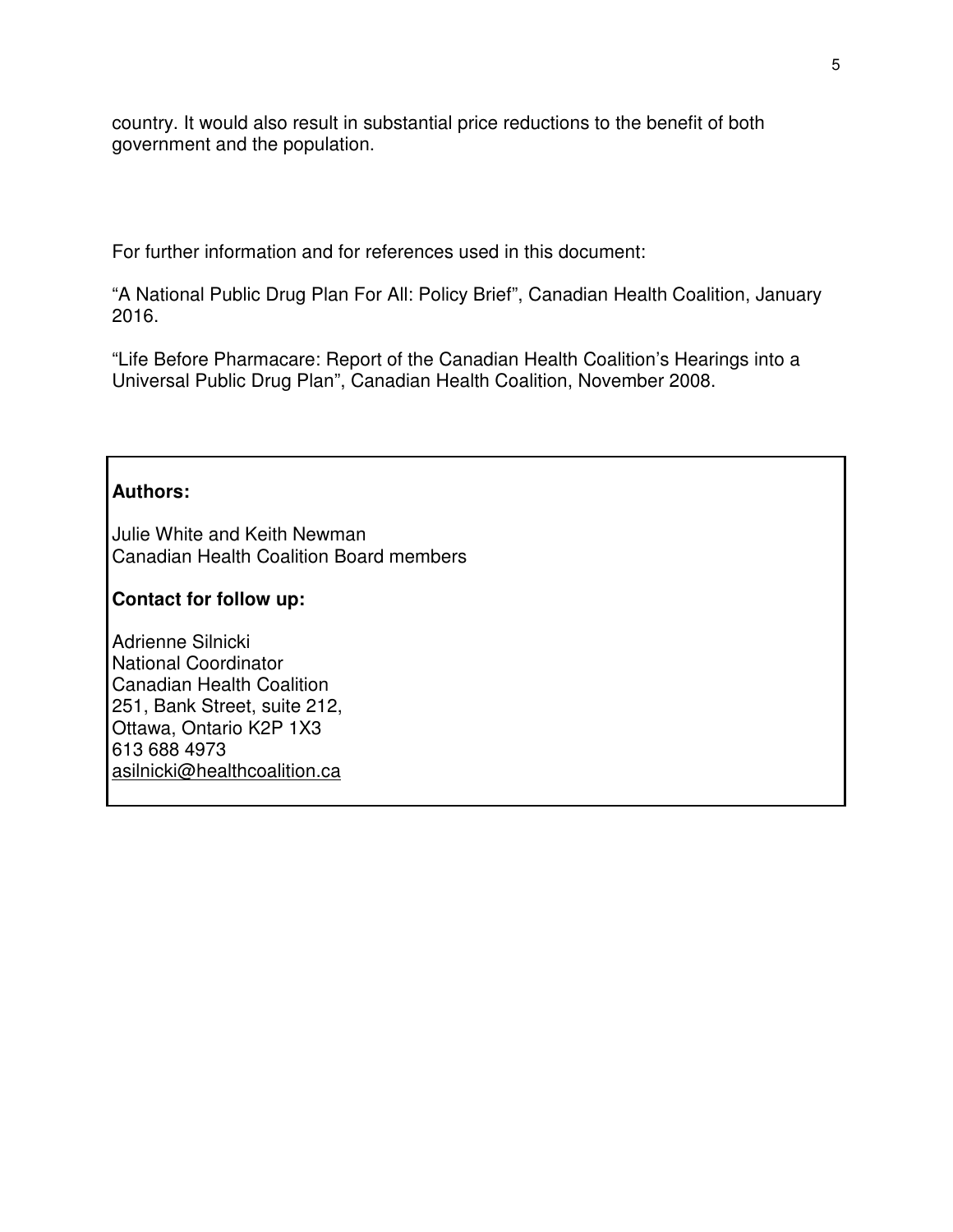country. It would also result in substantial price reductions to the benefit of both government and the population.

For further information and for references used in this document:

"A National Public Drug Plan For All: Policy Brief", Canadian Health Coalition, January 2016.

"Life Before Pharmacare: Report of the Canadian Health Coalition's Hearings into a Universal Public Drug Plan", Canadian Health Coalition, November 2008.

**Authors:**

Julie White and Keith Newman
Canadian Health Coalition Board members

**Contact for follow up:**

Adrienne Silnicki
National Coordinator
Canadian Health Coalition
251, Bank Street, suite 212,
Ottawa, Ontario K2P 1X3
613 688 4973
asilnicki@healthcoalition.ca